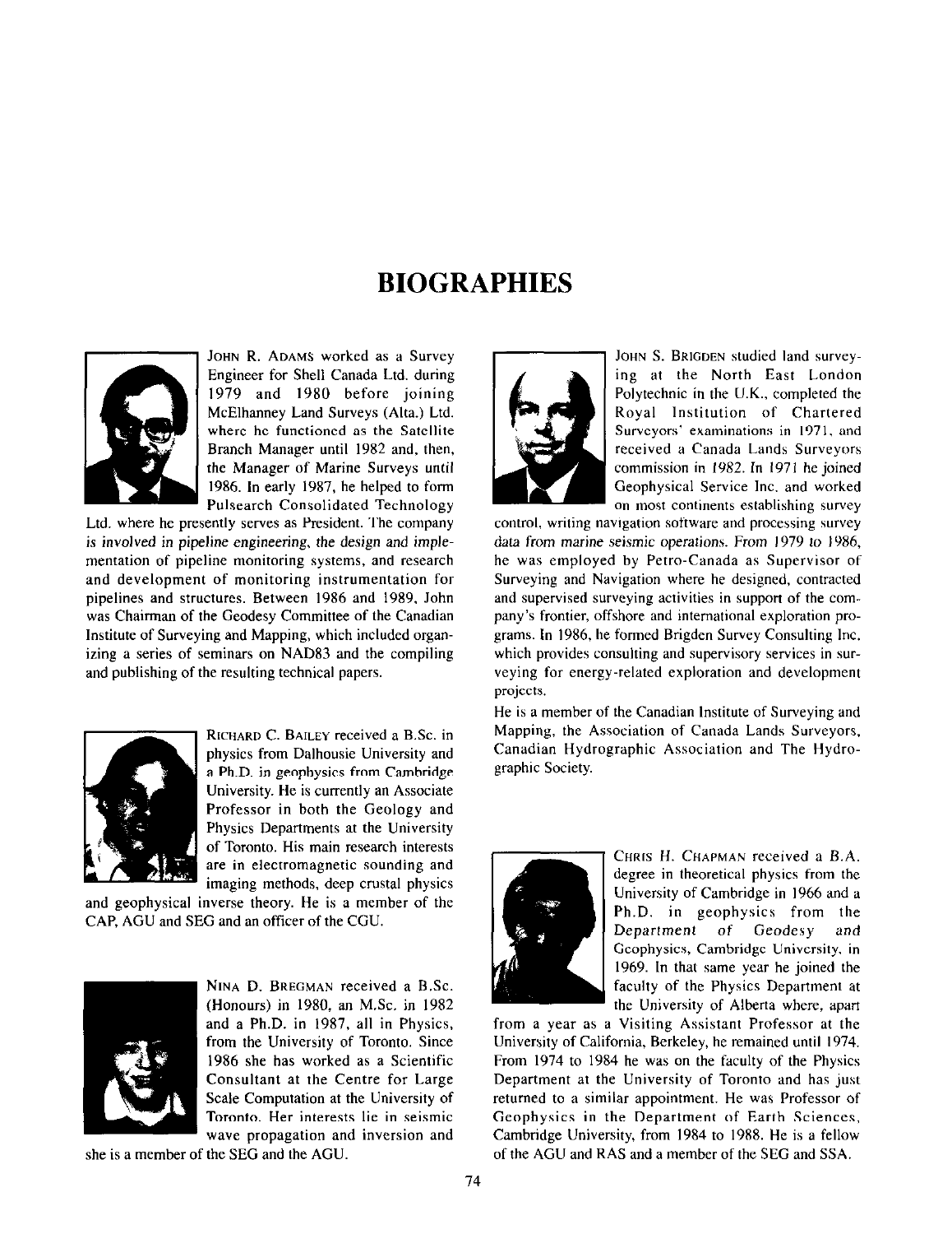# BIOGRAPHIES

JOHN R. ADAMS worked as a Survey Engineer for Shell Canada Ltd. during 1979 and 1980 before joining McElhanney Land Surveys (Alta.) Ltd. where he functioned as the Satellite Branch Manager until 1982 and, then, the Manager of Marine Surveys until 1986. In early 1987, he helped to form Pulsearch Consolidated Technology Ltd. where he presently serves as President. The company is involved in pipeline engineering, the design and implementation of pipeline monitoring systems, and research and development of monitoring instrumentation for pipelines and structures. Between 1986 and 1989, John was Chairman of the Geodesy Committee of the Canadian Institute of Surveying and Mapping, which included organizing a series of seminars on NAD83 and the compiling and publishing of the resulting technical papers.

RICHARD C. BAILEY received a B.Sc. in physics from Dalhousie University and a Ph.D. in geophysics from Cambridge University. He is currently an Associate Professor in both the Geology and Physics Departments at the University of Toronto. His main research interests are in electromagnetic sounding and imaging methods, deep crustal physics and geophysical inverse theory. He is a member of the CAP, AGU and SEG and an officer of the CGU.

NINA D. BREGMAN received a B.Sc. (Honours) in 1980, an M.Sc. in 1982 and a Ph.D. in 1987, all in Physics, from the University of Toronto. Since 1986 she has worked as a Scientific Consultant at the Centre for Large Scale Computation at the University of Toronto. Her interests lie in seismic wave propagation and inversion and she is a member of the SEG and the AGU.

JOHN S. BRIGDEN studied land surveying at the North East London Polytechnic in the U.K., completed the Royal Institution of Chartered Surveyors' examinations in 1971, and received a Canada Lands Surveyors commission in 1982. In 1971 he joined Geophysical Service Inc. and worked on most continents establishing survey control, writing navigation software and processing survey data from marine seismic operations. From 1979 to 1986, he was employed by Petro-Canada as Supervisor of Surveying and Navigation where he designed, contracted and supervised surveying activities in support of the company's frontier, offshore and international exploration programs. In 1986, he formed Brigden Survey Consulting Inc. which provides consulting and supervisory services in surveying for energy-related exploration and development projects.

He is a member of the Canadian Institute of Surveying and Mapping, the Association of Canada Lands Surveyors, Canadian Hydrographic Association and The Hydrographic Society.

CHRIS H. CHAPMAN received a B.A. degree in theoretical physics from the University of Cambridge in 1966 and a Ph.D. in geophysics from the Department of Geodesy and Geophysics, Cambridge University, in 1969. In that same year he joined the faculty of the Physics Department at the University of Alberta where, apart from a year as a Visiting Assistant Professor at the University of California, Berkeley, he remained until 1974. From 1974 to 1984 he was on the faculty of the Physics Department at the University of Toronto and has just returned to a similar appointment. He was Professor of Geophysics in the Department of Earth Sciences, Cambridge University, from 1984 to 1988. He is a fellow of the AGU and RAS and a member of the SEG and SSA.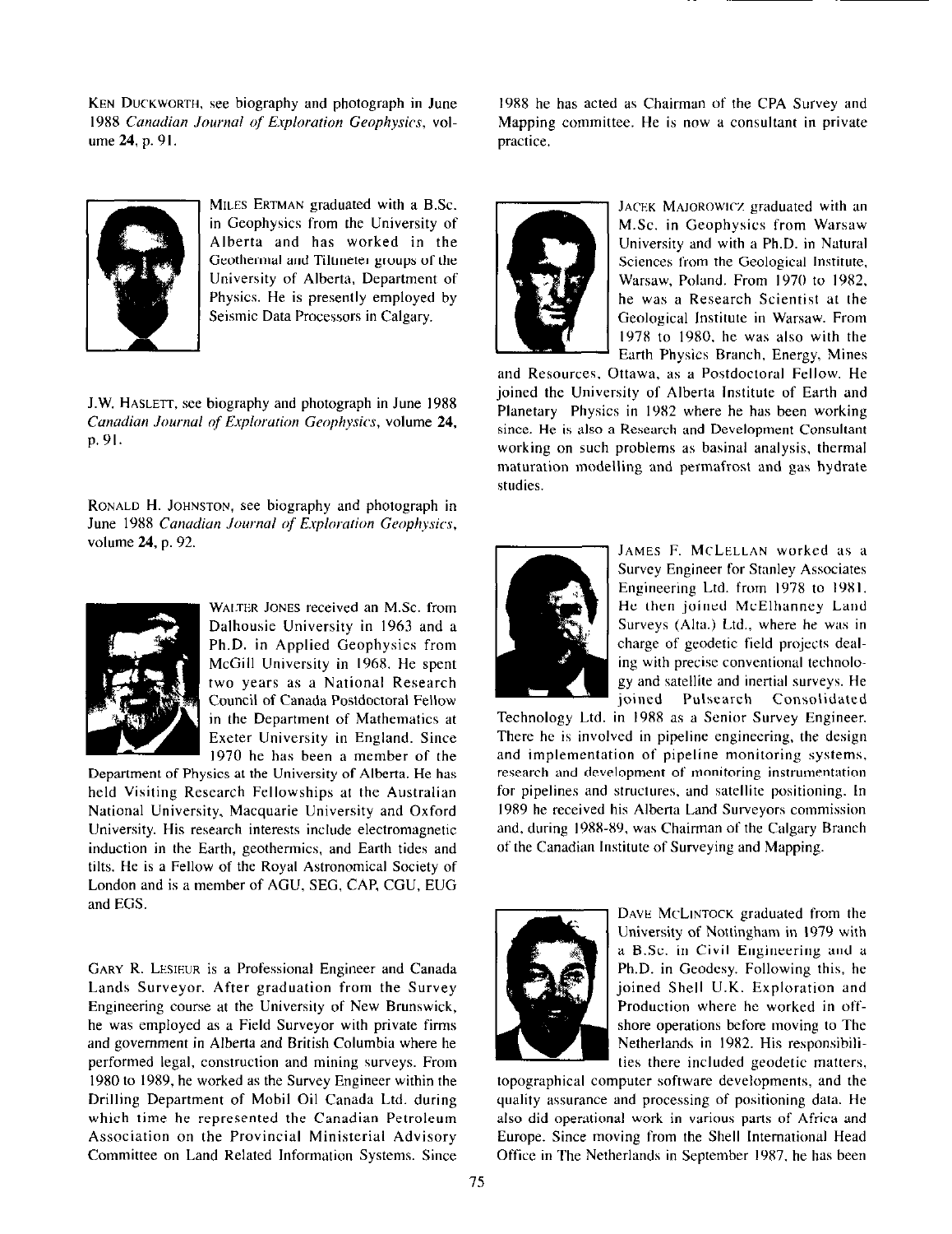Ken Duckworth, see biography and photograph in June 1988 *Canadian Journal of Exploration Geophysics*, volume **24**, p. 91.

Miles Ertman graduated with a B.Sc. in Geophysics from the University of Alberta and has worked in the Geothermal and Tiltmeter groups of the University of Alberta, Department of Physics. He is presently employed by Seismic Data Processors in Calgary.

J.W. Haslett, see biography and photograph in June 1988 *Canadian Journal of Exploration Geophysics*, volume **24**, p. 91.

Ronald H. Johnston, see biography and photograph in June 1988 *Canadian Journal of Exploration Geophysics*, volume **24**, p. 92.

Walter Jones received an M.Sc. from Dalhousie University in 1963 and a Ph.D. in Applied Geophysics from McGill University in 1968. He spent two years as a National Research Council of Canada Postdoctoral Fellow in the Department of Mathematics at Exeter University in England. Since 1970 he has been a member of the Department of Physics at the University of Alberta. He has held Visiting Research Fellowships at the Australian National University, Macquarie University and Oxford University. His research interests include electromagnetic induction in the Earth, geothermics, and Earth tides and tilts. He is a Fellow of the Royal Astronomical Society of London and is a member of AGU, SEG, CAP, CGU, EUG and EGS.

Gary R. Lesieur is a Professional Engineer and Canada Lands Surveyor. After graduation from the Survey Engineering course at the University of New Brunswick, he was employed as a Field Surveyor with private firms and government in Alberta and British Columbia where he performed legal, construction and mining surveys. From 1980 to 1989, he worked as the Survey Engineer within the Drilling Department of Mobil Oil Canada Ltd. during which time he represented the Canadian Petroleum Association on the Provincial Ministerial Advisory Committee on Land Related Information Systems. Since 1988 he has acted as Chairman of the CPA Survey and Mapping committee. He is now a consultant in private practice.

Jacek Majorowicz graduated with an M.Sc. in Geophysics from Warsaw University and with a Ph.D. in Natural Sciences from the Geological Institute, Warsaw, Poland. From 1970 to 1982, he was a Research Scientist at the Geological Institute in Warsaw. From 1978 to 1980, he was also with the Earth Physics Branch, Energy, Mines and Resources, Ottawa, as a Postdoctoral Fellow. He joined the University of Alberta Institute of Earth and Planetary Physics in 1982 where he has been working since. He is also a Research and Development Consultant working on such problems as basinal analysis, thermal maturation modelling and permafrost and gas hydrate studies.

James F. McLellan worked as a Survey Engineer for Stanley Associates Engineering Ltd. from 1978 to 1981. He then joined McElhanney Land Surveys (Alta.) Ltd., where he was in charge of geodetic field projects dealing with precise conventional technology and satellite and inertial surveys. He joined Pulsearch Consolidated Technology Ltd. in 1988 as a Senior Survey Engineer. There he is involved in pipeline engineering, the design and implementation of pipeline monitoring systems, research and development of monitoring instrumentation for pipelines and structures, and satellite positioning. In 1989 he received his Alberta Land Surveyors commission and, during 1988-89, was Chairman of the Calgary Branch of the Canadian Institute of Surveying and Mapping.

Dave McLintock graduated from the University of Nottingham in 1979 with a B.Sc. in Civil Engineering and a Ph.D. in Geodesy. Following this, he joined Shell U.K. Exploration and Production where he worked in offshore operations before moving to The Netherlands in 1982. His responsibilities there included geodetic matters, topographical computer software developments, and the quality assurance and processing of positioning data. He also did operational work in various parts of Africa and Europe. Since moving from the Shell International Head Office in The Netherlands in September 1987, he has been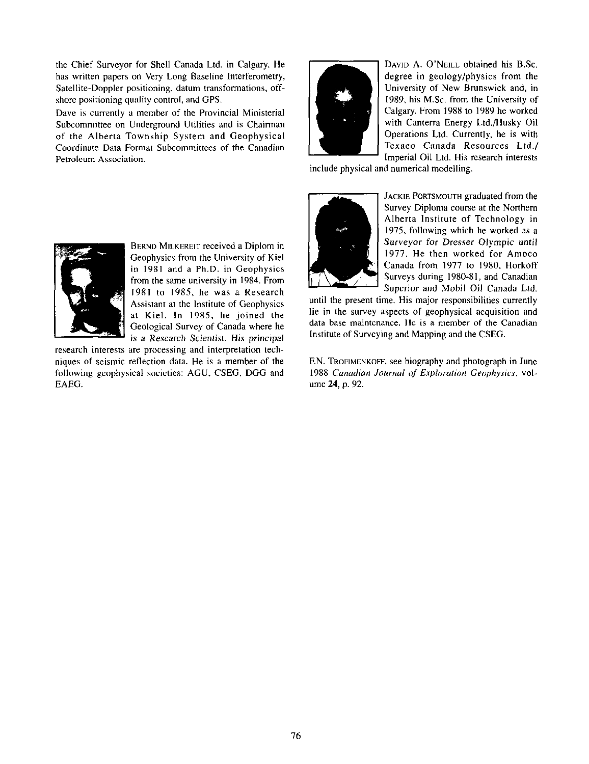the Chief Surveyor for Shell Canada Ltd. in Calgary. He has written papers on Very Long Baseline Interferometry, Satellite-Doppler positioning, datum transformations, offshore positioning quality control, and GPS.

Dave is currently a member of the Provincial Ministerial Subcommittee on Underground Utilities and is Chairman of the Alberta Township System and Geophysical Coordinate Data Format Subcommittees of the Canadian Petroleum Association.

BERND MILKEREIT received a Diplom in Geophysics from the University of Kiel in 1981 and a Ph.D. in Geophysics from the same university in 1984. From 1981 to 1985, he was a Research Assistant at the Institute of Geophysics at Kiel. In 1985, he joined the Geological Survey of Canada where he is a Research Scientist. His principal research interests are processing and interpretation techniques of seismic reflection data. He is a member of the following geophysical societies: AGU, CSEG, DGG and EAEG.

DAVID A. O'NEILL obtained his B.Sc. degree in geology/physics from the University of New Brunswick and, in 1989, his M.Sc. from the University of Calgary. From 1988 to 1989 he worked with Canterra Energy Ltd./Husky Oil Operations Ltd. Currently, he is with Texaco Canada Resources Ltd./ Imperial Oil Ltd. His research interests include physical and numerical modelling.

JACKIE PORTSMOUTH graduated from the Survey Diploma course at the Northern Alberta Institute of Technology in 1975, following which he worked as a Surveyor for Dresser Olympic until 1977. He then worked for Amoco Canada from 1977 to 1980, Horkoff Surveys during 1980-81, and Canadian Superior and Mobil Oil Canada Ltd. until the present time. His major responsibilities currently lie in the survey aspects of geophysical acquisition and data base maintenance. He is a member of the Canadian Institute of Surveying and Mapping and the CSEG.

F.N. TROFIMENKOFF, see biography and photograph in June 1988 *Canadian Journal of Exploration Geophysics*, volume **24**, p. 92.